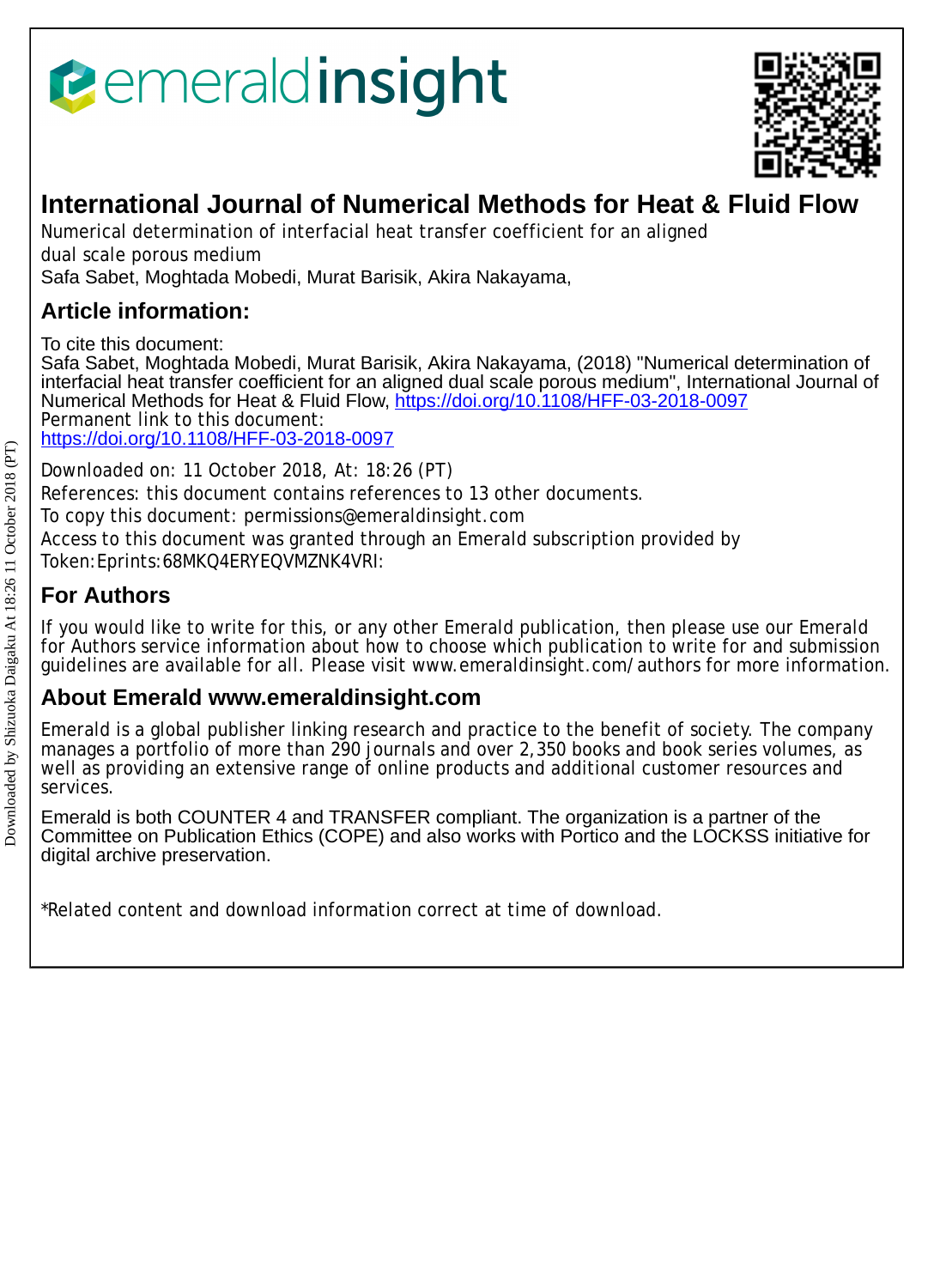emeraldinsight

# International Journal of Numerical Methods for Heat & Fluid Flow

Numerical determination of interfacial heat transfer coefficient for an aligned dual scale porous medium

Safa Sabet, Moghtada Mobedi, Murat Barisik, Akira Nakayama,

## Article information:

To cite this document:
Safa Sabet, Moghtada Mobedi, Murat Barisik, Akira Nakayama, (2018) "Numerical determination of interfacial heat transfer coefficient for an aligned dual scale porous medium", International Journal of Numerical Methods for Heat & Fluid Flow, https://doi.org/10.1108/HFF-03-2018-0097
Permanent link to this document:
https://doi.org/10.1108/HFF-03-2018-0097

Downloaded on: 11 October 2018, At: 18:26 (PT)
References: this document contains references to 13 other documents.
To copy this document: permissions@emeraldinsight.com
Access to this document was granted through an Emerald subscription provided by
Token:Eprints:68MKQ4ERYEQVMZNK4VRI:

## For Authors

If you would like to write for this, or any other Emerald publication, then please use our Emerald for Authors service information about how to choose which publication to write for and submission guidelines are available for all. Please visit www.emeraldinsight.com/authors for more information.

## About Emerald www.emeraldinsight.com

Emerald is a global publisher linking research and practice to the benefit of society. The company manages a portfolio of more than 290 journals and over 2,350 books and book series volumes, as well as providing an extensive range of online products and additional customer resources and services.

Emerald is both COUNTER 4 and TRANSFER compliant. The organization is a partner of the Committee on Publication Ethics (COPE) and also works with Portico and the LOCKSS initiative for digital archive preservation.

*Related content and download information correct at time of download.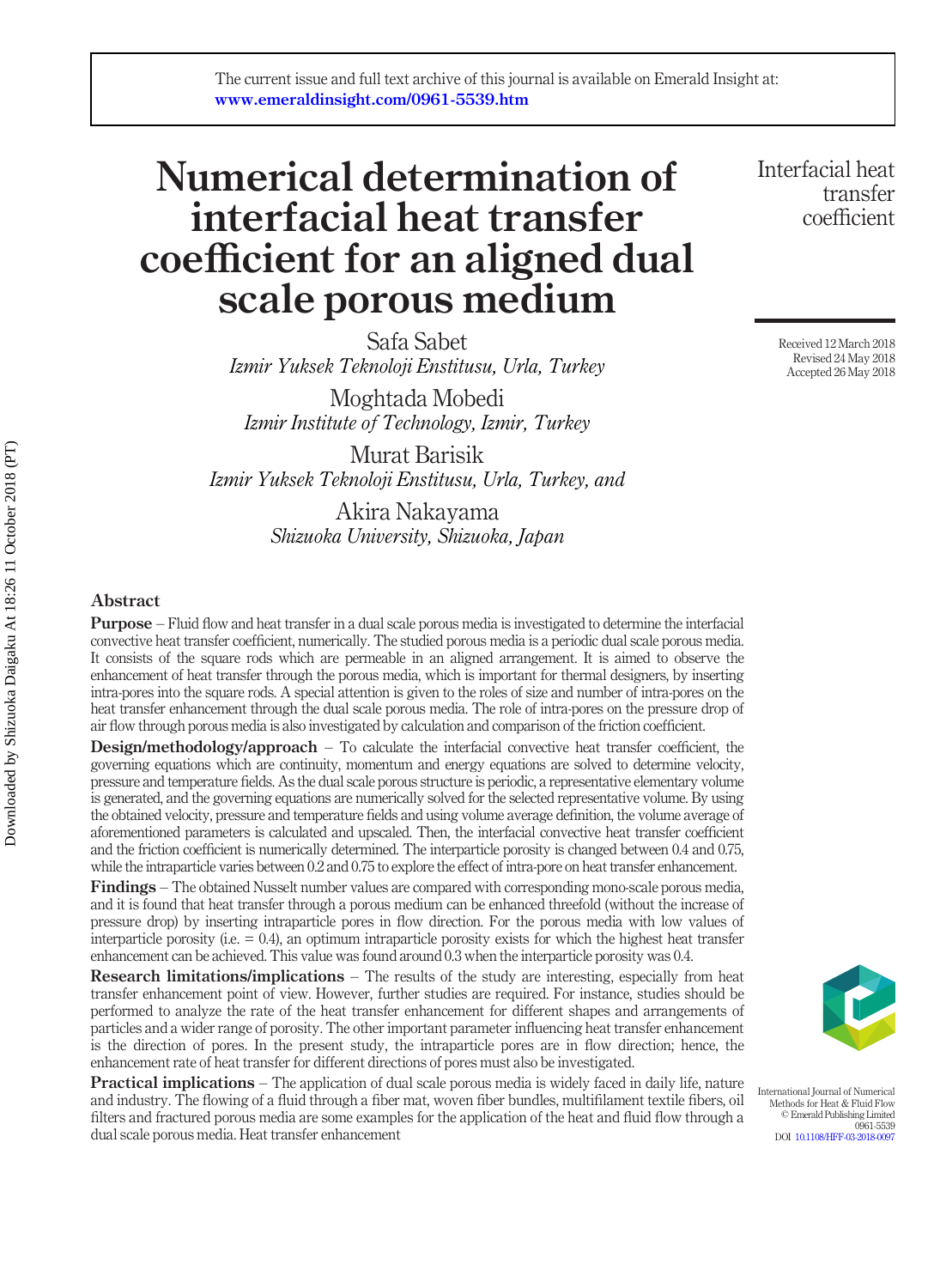The current issue and full text archive of this journal is available on Emerald Insight at: www.emeraldinsight.com/0961-5539.htm

# Numerical determination of interfacial heat transfer coefficient for an aligned dual scale porous medium

Safa Sabet
*Izmir Yuksek Teknoloji Enstitusu, Urla, Turkey*

Moghtada Mobedi
*Izmir Institute of Technology, Izmir, Turkey*

Murat Barisik
*Izmir Yuksek Teknoloji Enstitusu, Urla, Turkey, and*

Akira Nakayama
*Shizuoka University, Shizuoka, Japan*

Received 12 March 2018
Revised 24 May 2018
Accepted 26 May 2018

## Abstract

**Purpose** – Fluid flow and heat transfer in a dual scale porous media is investigated to determine the interfacial convective heat transfer coefficient, numerically. The studied porous media is a periodic dual scale porous media. It consists of the square rods which are permeable in an aligned arrangement. It is aimed to observe the enhancement of heat transfer through the porous media, which is important for thermal designers, by inserting intra-pores into the square rods. A special attention is given to the roles of size and number of intra-pores on the heat transfer enhancement through the dual scale porous media. The role of intra-pores on the pressure drop of air flow through porous media is also investigated by calculation and comparison of the friction coefficient.

**Design/methodology/approach** – To calculate the interfacial convective heat transfer coefficient, the governing equations which are continuity, momentum and energy equations are solved to determine velocity, pressure and temperature fields. As the dual scale porous structure is periodic, a representative elementary volume is generated, and the governing equations are numerically solved for the selected representative volume. By using the obtained velocity, pressure and temperature fields and using volume average definition, the volume average of aforementioned parameters is calculated and upscaled. Then, the interfacial convective heat transfer coefficient and the friction coefficient is numerically determined. The interparticle porosity is changed between 0.4 and 0.75, while the intraparticle varies between 0.2 and 0.75 to explore the effect of intra-pore on heat transfer enhancement.

**Findings** – The obtained Nusselt number values are compared with corresponding mono-scale porous media, and it is found that heat transfer through a porous medium can be enhanced threefold (without the increase of pressure drop) by inserting intraparticle pores in flow direction. For the porous media with low values of interparticle porosity (i.e. = 0.4), an optimum intraparticle porosity exists for which the highest heat transfer enhancement can be achieved. This value was found around 0.3 when the interparticle porosity was 0.4.

**Research limitations/implications** – The results of the study are interesting, especially from heat transfer enhancement point of view. However, further studies are required. For instance, studies should be performed to analyze the rate of the heat transfer enhancement for different shapes and arrangements of particles and a wider range of porosity. The other important parameter influencing heat transfer enhancement is the direction of pores. In the present study, the intraparticle pores are in flow direction; hence, the enhancement rate of heat transfer for different directions of pores must also be investigated.

**Practical implications** – The application of dual scale porous media is widely faced in daily life, nature and industry. The flowing of a fluid through a fiber mat, woven fiber bundles, multifilament textile fibers, oil filters and fractured porous media are some examples for the application of the heat and fluid flow through a dual scale porous media. Heat transfer enhancement

International Journal of Numerical Methods for Heat & Fluid Flow
© Emerald Publishing Limited
0961-5539
DOI 10.1108/HFF-03-2018-0097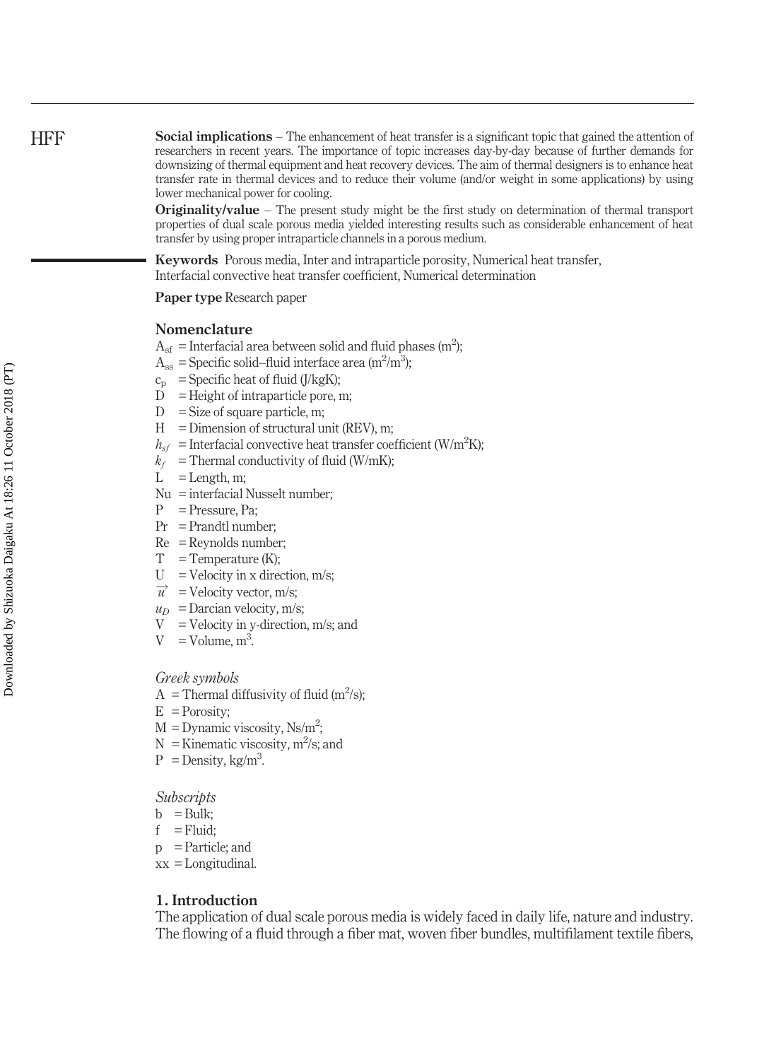**Social implications** – The enhancement of heat transfer is a significant topic that gained the attention of researchers in recent years. The importance of topic increases day-by-day because of further demands for downsizing of thermal equipment and heat recovery devices. The aim of thermal designers is to enhance heat transfer rate in thermal devices and to reduce their volume (and/or weight in some applications) by using lower mechanical power for cooling.

**Originality/value** – The present study might be the first study on determination of thermal transport properties of dual scale porous media yielded interesting results such as considerable enhancement of heat transfer by using proper intraparticle channels in a porous medium.

**Keywords** Porous media, Inter and intraparticle porosity, Numerical heat transfer, Interfacial convective heat transfer coefficient, Numerical determination

**Paper type** Research paper

## Nomenclature

- $A_{sf}$ = Interfacial area between solid and fluid phases ($m^2$);
- $A_{ss}$ = Specific solid–fluid interface area ($m^2/m^3$);
- $c_p$ = Specific heat of fluid (J/kgK);
- D = Height of intraparticle pore, m;
- D = Size of square particle, m;
- H = Dimension of structural unit (REV), m;
- $h_{sf}$ = Interfacial convective heat transfer coefficient ($W/m^2K$);
- $k_f$ = Thermal conductivity of fluid (W/mK);
- L = Length, m;
- Nu = interfacial Nusselt number;
- P = Pressure, Pa;
- Pr = Prandtl number;
- Re = Reynolds number;
- T = Temperature (K);
- U = Velocity in x direction, m/s;
- $\vec{u}$ = Velocity vector, m/s;
- $u_D$ = Darcian velocity, m/s;
- V = Velocity in y-direction, m/s; and
- V = Volume, $m^3$.

### *Greek symbols*

- A = Thermal diffusivity of fluid ($m^2/s$);
- E = Porosity;
- M = Dynamic viscosity, $Ns/m^2$;
- N = Kinematic viscosity, $m^2/s$; and
- P = Density, $kg/m^3$.

### *Subscripts*

- b = Bulk;
- f = Fluid;
- p = Particle; and
- xx = Longitudinal.

## 1. Introduction

The application of dual scale porous media is widely faced in daily life, nature and industry. The flowing of a fluid through a fiber mat, woven fiber bundles, multifilament textile fibers,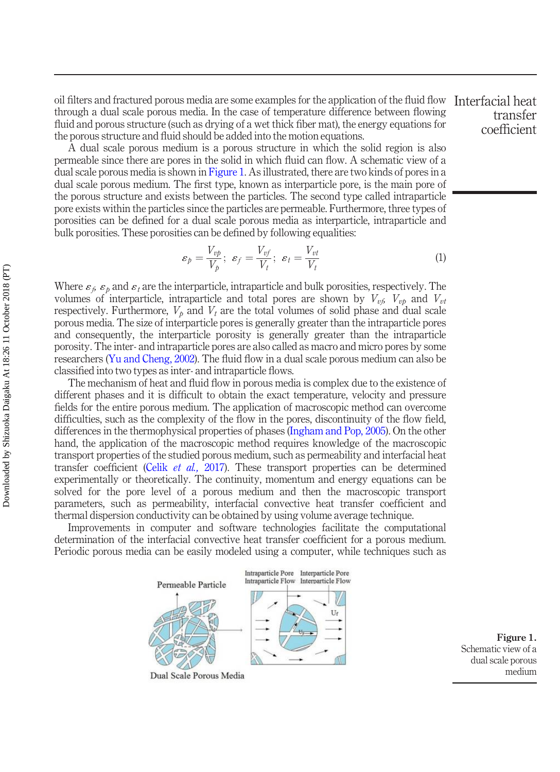oil filters and fractured porous media are some examples for the application of the fluid flow through a dual scale porous media. In the case of temperature difference between flowing fluid and porous structure (such as drying of a wet thick fiber mat), the energy equations for the porous structure and fluid should be added into the motion equations.

A dual scale porous medium is a porous structure in which the solid region is also permeable since there are pores in the solid in which fluid can flow. A schematic view of a dual scale porous media is shown in Figure 1. As illustrated, there are two kinds of pores in a dual scale porous medium. The first type, known as interparticle pore, is the main pore of the porous structure and exists between the particles. The second type called intraparticle pore exists within the particles since the particles are permeable. Furthermore, three types of porosities can be defined for a dual scale porous media as interparticle, intraparticle and bulk porosities. These porosities can be defined by following equalities:

$$\varepsilon_p = \frac{V_{vp}}{V_p}; \ \varepsilon_f = \frac{V_{vf}}{V_t}; \ \varepsilon_t = \frac{V_{vt}}{V_t} \tag{1}$$

Where $\varepsilon_f$, $\varepsilon_p$ and $\varepsilon_t$ are the interparticle, intraparticle and bulk porosities, respectively. The volumes of interparticle, intraparticle and total pores are shown by $V_{vf}$, $V_{vp}$ and $V_{vt}$ respectively. Furthermore, $V_p$ and $V_t$ are the total volumes of solid phase and dual scale porous media. The size of interparticle pores is generally greater than the intraparticle pores and consequently, the interparticle porosity is generally greater than the intraparticle porosity. The inter- and intraparticle pores are also called as macro and micro pores by some researchers (Yu and Cheng, 2002). The fluid flow in a dual scale porous medium can also be classified into two types as inter- and intraparticle flows.

The mechanism of heat and fluid flow in porous media is complex due to the existence of different phases and it is difficult to obtain the exact temperature, velocity and pressure fields for the entire porous medium. The application of macroscopic method can overcome difficulties, such as the complexity of the flow in the pores, discontinuity of the flow field, differences in the thermophysical properties of phases (Ingham and Pop, 2005). On the other hand, the application of the macroscopic method requires knowledge of the macroscopic transport properties of the studied porous medium, such as permeability and interfacial heat transfer coefficient (Celik *et al.,* 2017). These transport properties can be determined experimentally or theoretically. The continuity, momentum and energy equations can be solved for the pore level of a porous medium and then the macroscopic transport parameters, such as permeability, interfacial convective heat transfer coefficient and thermal dispersion conductivity can be obtained by using volume average technique.

Improvements in computer and software technologies facilitate the computational determination of the interfacial convective heat transfer coefficient for a porous medium. Periodic porous media can be easily modeled using a computer, while techniques such as

**Figure 1.** Schematic view of a dual scale porous medium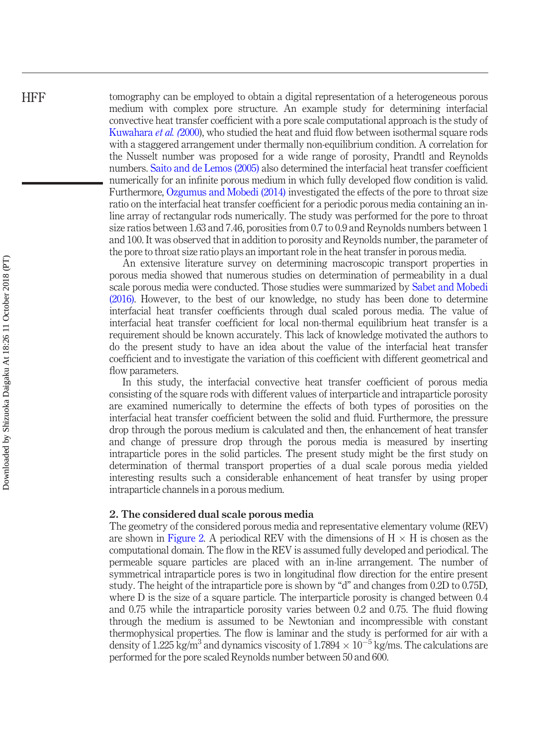tomography can be employed to obtain a digital representation of a heterogeneous porous medium with complex pore structure. An example study for determining interfacial convective heat transfer coefficient with a pore scale computational approach is the study of Kuwahara *et al.* (2000), who studied the heat and fluid flow between isothermal square rods with a staggered arrangement under thermally non-equilibrium condition. A correlation for the Nusselt number was proposed for a wide range of porosity, Prandtl and Reynolds numbers. Saito and de Lemos (2005) also determined the interfacial heat transfer coefficient numerically for an infinite porous medium in which fully developed flow condition is valid. Furthermore, Ozgumus and Mobedi (2014) investigated the effects of the pore to throat size ratio on the interfacial heat transfer coefficient for a periodic porous media containing an in-line array of rectangular rods numerically. The study was performed for the pore to throat size ratios between 1.63 and 7.46, porosities from 0.7 to 0.9 and Reynolds numbers between 1 and 100. It was observed that in addition to porosity and Reynolds number, the parameter of the pore to throat size ratio plays an important role in the heat transfer in porous media.

An extensive literature survey on determining macroscopic transport properties in porous media showed that numerous studies on determination of permeability in a dual scale porous media were conducted. Those studies were summarized by Sabet and Mobedi (2016). However, to the best of our knowledge, no study has been done to determine interfacial heat transfer coefficients through dual scaled porous media. The value of interfacial heat transfer coefficient for local non-thermal equilibrium heat transfer is a requirement should be known accurately. This lack of knowledge motivated the authors to do the present study to have an idea about the value of the interfacial heat transfer coefficient and to investigate the variation of this coefficient with different geometrical and flow parameters.

In this study, the interfacial convective heat transfer coefficient of porous media consisting of the square rods with different values of interparticle and intraparticle porosity are examined numerically to determine the effects of both types of porosities on the interfacial heat transfer coefficient between the solid and fluid. Furthermore, the pressure drop through the porous medium is calculated and then, the enhancement of heat transfer and change of pressure drop through the porous media is measured by inserting intraparticle pores in the solid particles. The present study might be the first study on determination of thermal transport properties of a dual scale porous media yielded interesting results such a considerable enhancement of heat transfer by using proper intraparticle channels in a porous medium.

## 2. The considered dual scale porous media

The geometry of the considered porous media and representative elementary volume (REV) are shown in Figure 2. A periodical REV with the dimensions of $H \times H$ is chosen as the computational domain. The flow in the REV is assumed fully developed and periodical. The permeable square particles are placed with an in-line arrangement. The number of symmetrical intraparticle pores is two in longitudinal flow direction for the entire present study. The height of the intraparticle pore is shown by "d" and changes from 0.2D to 0.75D, where D is the size of a square particle. The interparticle porosity is changed between 0.4 and 0.75 while the intraparticle porosity varies between 0.2 and 0.75. The fluid flowing through the medium is assumed to be Newtonian and incompressible with constant thermophysical properties. The flow is laminar and the study is performed for air with a density of 1.225 kg/m$^3$ and dynamics viscosity of $1.7894 \times 10^{-5}$ kg/ms. The calculations are performed for the pore scaled Reynolds number between 50 and 600.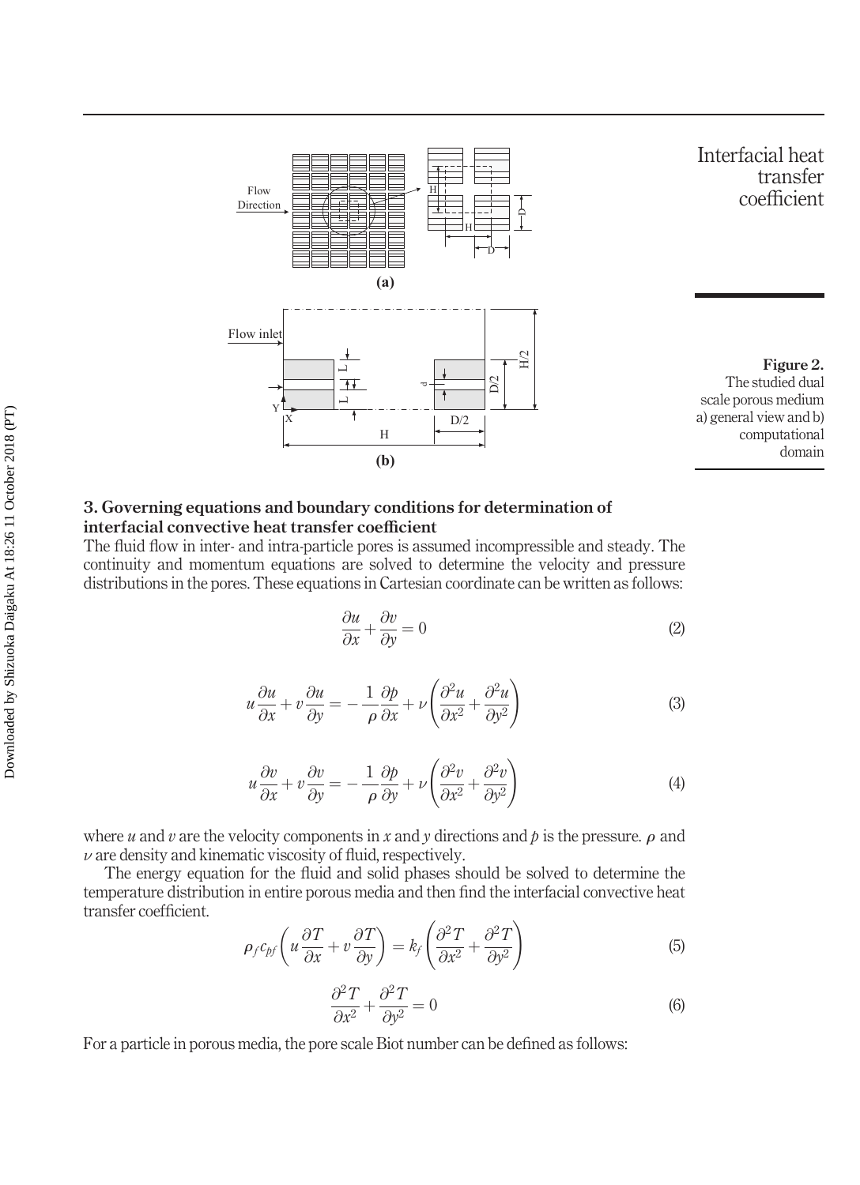Figure 2. The studied dual scale porous medium a) general view and b) computational domain

## 3. Governing equations and boundary conditions for determination of interfacial convective heat transfer coefficient

The fluid flow in inter- and intra-particle pores is assumed incompressible and steady. The continuity and momentum equations are solved to determine the velocity and pressure distributions in the pores. These equations in Cartesian coordinate can be written as follows:

$$\frac{\partial u}{\partial x} + \frac{\partial v}{\partial y} = 0 \tag{2}$$

$$u\frac{\partial u}{\partial x} + v\frac{\partial u}{\partial y} = -\frac{1}{\rho}\frac{\partial p}{\partial x} + \nu\left(\frac{\partial^2 u}{\partial x^2} + \frac{\partial^2 u}{\partial y^2}\right) \tag{3}$$

$$u\frac{\partial v}{\partial x} + v\frac{\partial v}{\partial y} = -\frac{1}{\rho}\frac{\partial p}{\partial y} + \nu\left(\frac{\partial^2 v}{\partial x^2} + \frac{\partial^2 v}{\partial y^2}\right) \tag{4}$$

where $u$ and $v$ are the velocity components in $x$ and $y$ directions and $p$ is the pressure. $\rho$ and $\nu$ are density and kinematic viscosity of fluid, respectively.

The energy equation for the fluid and solid phases should be solved to determine the temperature distribution in entire porous media and then find the interfacial convective heat transfer coefficient.

$$\rho_f c_{pf}\left(u\frac{\partial T}{\partial x} + v\frac{\partial T}{\partial y}\right) = k_f\left(\frac{\partial^2 T}{\partial x^2} + \frac{\partial^2 T}{\partial y^2}\right) \tag{5}$$

$$\frac{\partial^2 T}{\partial x^2} + \frac{\partial^2 T}{\partial y^2} = 0 \tag{6}$$

For a particle in porous media, the pore scale Biot number can be defined as follows: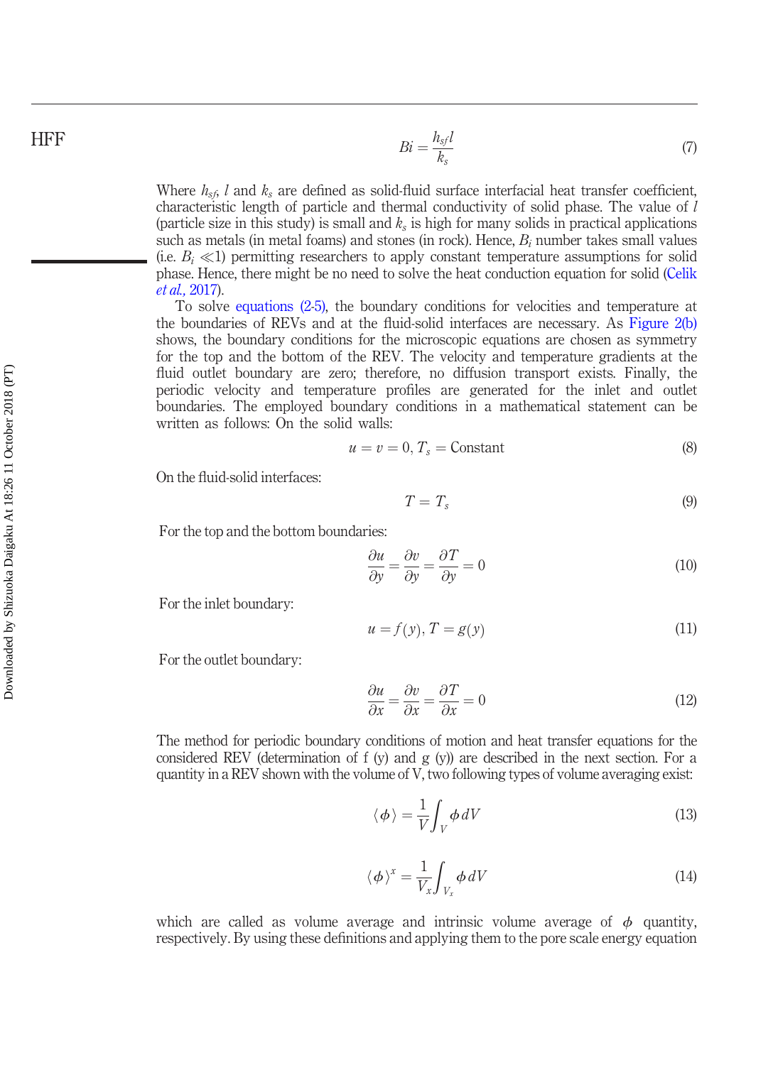$$Bi = \frac{h_{sf} l}{k_s} \tag{7}$$

Where $h_{sf}$, $l$ and $k_s$ are defined as solid-fluid surface interfacial heat transfer coefficient, characteristic length of particle and thermal conductivity of solid phase. The value of $l$ (particle size in this study) is small and $k_s$ is high for many solids in practical applications such as metals (in metal foams) and stones (in rock). Hence, $B_i$ number takes small values (i.e. $B_i \ll 1$) permitting researchers to apply constant temperature assumptions for solid phase. Hence, there might be no need to solve the heat conduction equation for solid (Celik *et al.*, 2017).

To solve equations (2-5), the boundary conditions for velocities and temperature at the boundaries of REVs and at the fluid-solid interfaces are necessary. As Figure 2(b) shows, the boundary conditions for the microscopic equations are chosen as symmetry for the top and the bottom of the REV. The velocity and temperature gradients at the fluid outlet boundary are zero; therefore, no diffusion transport exists. Finally, the periodic velocity and temperature profiles are generated for the inlet and outlet boundaries. The employed boundary conditions in a mathematical statement can be written as follows: On the solid walls:

$$u = v = 0, T_s = \text{Constant} \tag{8}$$

On the fluid-solid interfaces:

$$T = T_s \tag{9}$$

For the top and the bottom boundaries:

$$\frac{\partial u}{\partial y} = \frac{\partial v}{\partial y} = \frac{\partial T}{\partial y} = 0 \tag{10}$$

For the inlet boundary:

$$u = f(y), T = g(y) \tag{11}$$

For the outlet boundary:

$$\frac{\partial u}{\partial x} = \frac{\partial v}{\partial x} = \frac{\partial T}{\partial x} = 0 \tag{12}$$

The method for periodic boundary conditions of motion and heat transfer equations for the considered REV (determination of f (y) and g (y)) are described in the next section. For a quantity in a REV shown with the volume of V, two following types of volume averaging exist:

$$\langle \phi \rangle = \frac{1}{V} \int_V \phi \, dV \tag{13}$$

$$\langle \phi \rangle^x = \frac{1}{V_x} \int_{V_x} \phi \, dV \tag{14}$$

which are called as volume average and intrinsic volume average of $\phi$ quantity, respectively. By using these definitions and applying them to the pore scale energy equation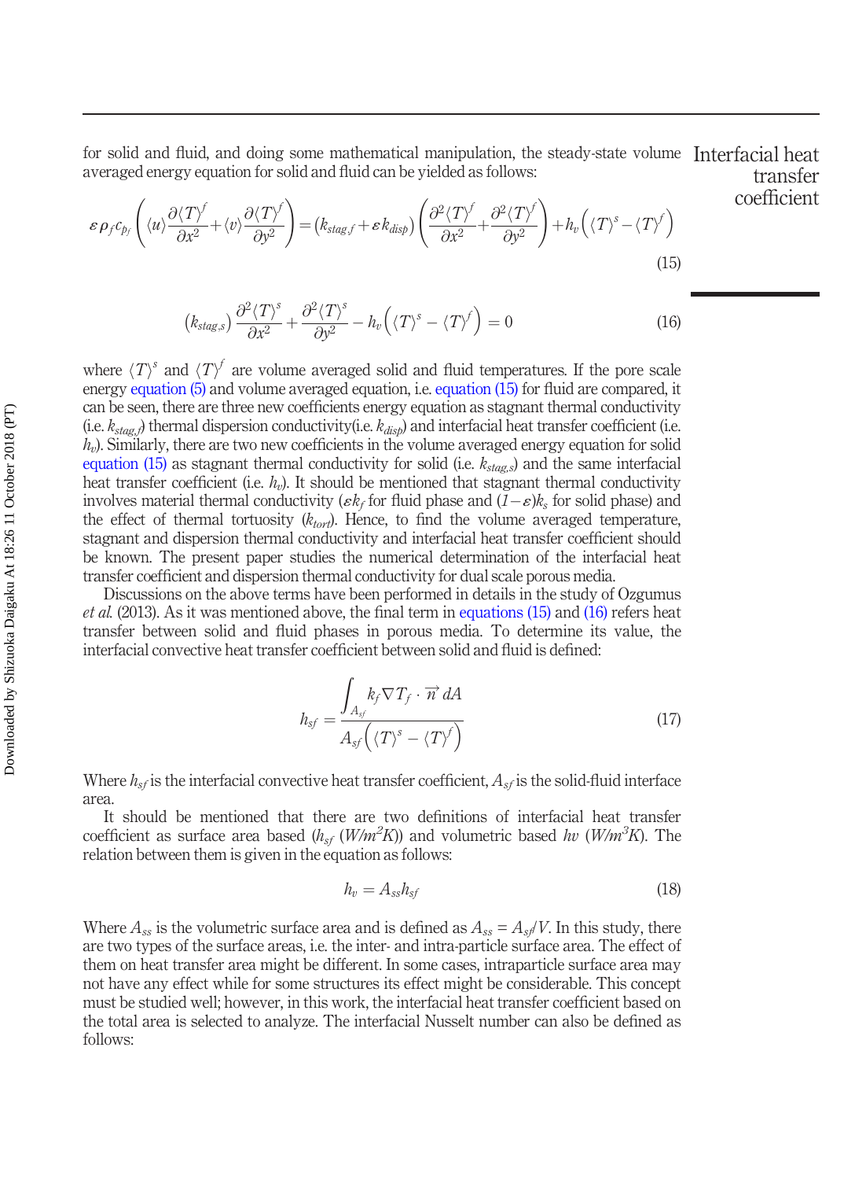for solid and fluid, and doing some mathematical manipulation, the steady-state volume averaged energy equation for solid and fluid can be yielded as follows:

$$\varepsilon \rho_f c_{p_f} \left( \langle u \rangle \frac{\partial \langle T \rangle^f}{\partial x^2} + \langle v \rangle \frac{\partial \langle T \rangle^f}{\partial y^2} \right) = \left( k_{stag,f} + \varepsilon k_{disp} \right) \left( \frac{\partial^2 \langle T \rangle^f}{\partial x^2} + \frac{\partial^2 \langle T \rangle^f}{\partial y^2} \right) + h_v \left( \langle T \rangle^s - \langle T \rangle^f \right) \tag{15}$$

$$\left( k_{stag,s} \right) \frac{\partial^2 \langle T \rangle^s}{\partial x^2} + \frac{\partial^2 \langle T \rangle^s}{\partial y^2} - h_v \left( \langle T \rangle^s - \langle T \rangle^f \right) = 0 \tag{16}$$

where $\langle T \rangle^s$ and $\langle T \rangle^f$ are volume averaged solid and fluid temperatures. If the pore scale energy equation (5) and volume averaged equation, i.e. equation (15) for fluid are compared, it can be seen, there are three new coefficients energy equation as stagnant thermal conductivity (i.e. $k_{stag,f}$) thermal dispersion conductivity(i.e. $k_{disp}$) and interfacial heat transfer coefficient (i.e. $h_v$). Similarly, there are two new coefficients in the volume averaged energy equation for solid equation (15) as stagnant thermal conductivity for solid (i.e. $k_{stag,s}$) and the same interfacial heat transfer coefficient (i.e. $h_v$). It should be mentioned that stagnant thermal conductivity involves material thermal conductivity ($\varepsilon k_f$ for fluid phase and $(1-\varepsilon)k_s$ for solid phase) and the effect of thermal tortuosity ($k_{tort}$). Hence, to find the volume averaged temperature, stagnant and dispersion thermal conductivity and interfacial heat transfer coefficient should be known. The present paper studies the numerical determination of the interfacial heat transfer coefficient and dispersion thermal conductivity for dual scale porous media.

Discussions on the above terms have been performed in details in the study of Ozgumus *et al.* (2013). As it was mentioned above, the final term in equations (15) and (16) refers heat transfer between solid and fluid phases in porous media. To determine its value, the interfacial convective heat transfer coefficient between solid and fluid is defined:

$$h_{sf} = \frac{\int_{A_{sf}} k_f \nabla T_f \cdot \vec{n} \, dA}{A_{sf} \left( \langle T \rangle^s - \langle T \rangle^f \right)} \tag{17}$$

Where $h_{sf}$ is the interfacial convective heat transfer coefficient, $A_{sf}$ is the solid-fluid interface area.

It should be mentioned that there are two definitions of interfacial heat transfer coefficient as surface area based ($h_{sf}$ ($W/m^2K$)) and volumetric based $hv$ ($W/m^3K$). The relation between them is given in the equation as follows:

$$h_v = A_{ss} h_{sf} \tag{18}$$

Where $A_{ss}$ is the volumetric surface area and is defined as $A_{ss} = A_{sf}/V$. In this study, there are two types of the surface areas, i.e. the inter- and intra-particle surface area. The effect of them on heat transfer area might be different. In some cases, intraparticle surface area may not have any effect while for some structures its effect might be considerable. This concept must be studied well; however, in this work, the interfacial heat transfer coefficient based on the total area is selected to analyze. The interfacial Nusselt number can also be defined as follows: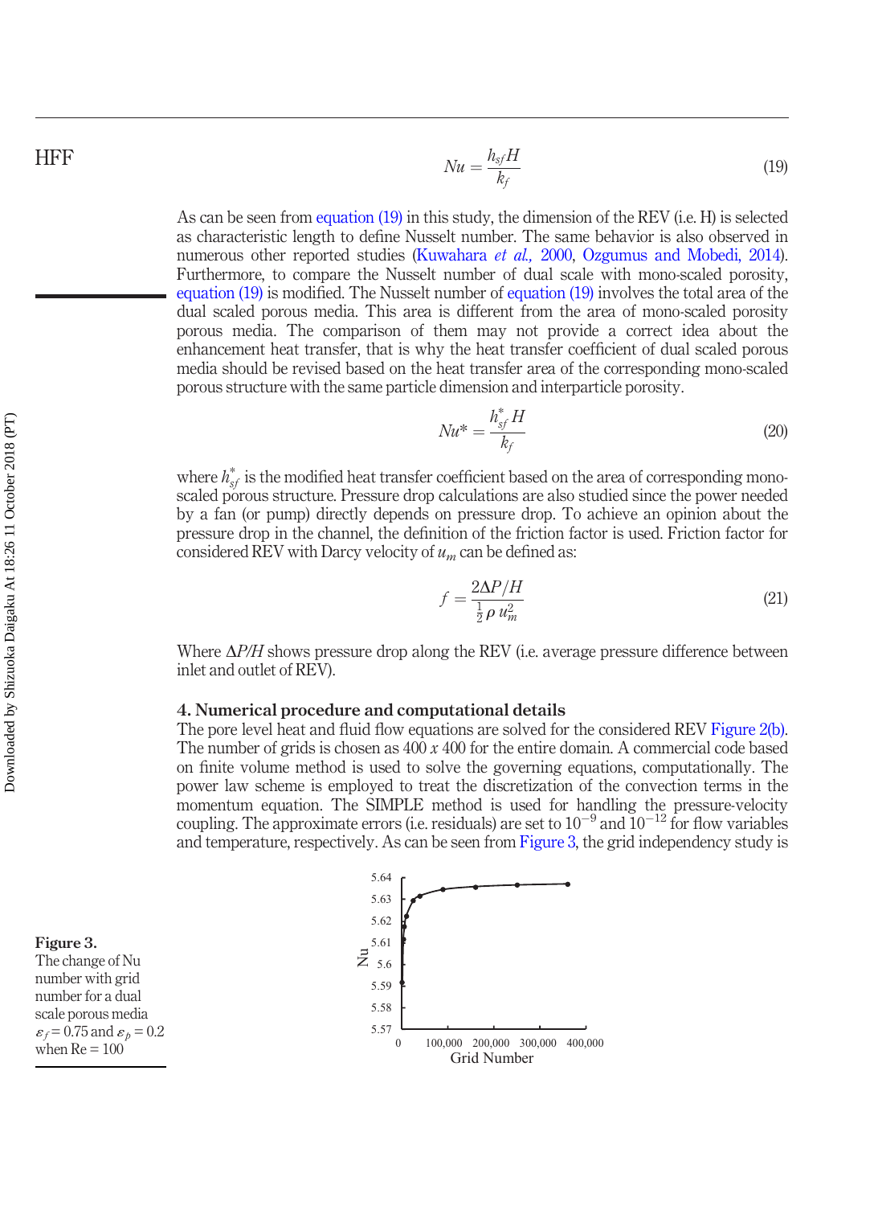$$Nu = \frac{h_{sf} H}{k_f} \tag{19}$$

As can be seen from equation (19) in this study, the dimension of the REV (i.e. H) is selected as characteristic length to define Nusselt number. The same behavior is also observed in numerous other reported studies (Kuwahara *et al.*, 2000, Ozgumus and Mobedi, 2014). Furthermore, to compare the Nusselt number of dual scale with mono-scaled porosity, equation (19) is modified. The Nusselt number of equation (19) involves the total area of the dual scaled porous media. This area is different from the area of mono-scaled porosity porous media. The comparison of them may not provide a correct idea about the enhancement heat transfer, that is why the heat transfer coefficient of dual scaled porous media should be revised based on the heat transfer area of the corresponding mono-scaled porous structure with the same particle dimension and interparticle porosity.

$$Nu^* = \frac{h_{sf}^* H}{k_f} \tag{20}$$

where $h_{sf}^*$ is the modified heat transfer coefficient based on the area of corresponding mono-scaled porous structure. Pressure drop calculations are also studied since the power needed by a fan (or pump) directly depends on pressure drop. To achieve an opinion about the pressure drop in the channel, the definition of the friction factor is used. Friction factor for considered REV with Darcy velocity of $u_m$ can be defined as:

$$f = \frac{2\Delta P/H}{\frac{1}{2}\rho\, u_m^2} \tag{21}$$

Where $\Delta P/H$ shows pressure drop along the REV (i.e. average pressure difference between inlet and outlet of REV).

## 4. Numerical procedure and computational details

The pore level heat and fluid flow equations are solved for the considered REV Figure 2(b). The number of grids is chosen as 400 *x* 400 for the entire domain. A commercial code based on finite volume method is used to solve the governing equations, computationally. The power law scheme is employed to treat the discretization of the convection terms in the momentum equation. The SIMPLE method is used for handling the pressure-velocity coupling. The approximate errors (i.e. residuals) are set to $10^{-9}$ and $10^{-12}$ for flow variables and temperature, respectively. As can be seen from Figure 3, the grid independency study is

**Figure 3.**
The change of Nu number with grid number for a dual scale porous media $\varepsilon_f = 0.75$ and $\varepsilon_p = 0.2$ when Re = 100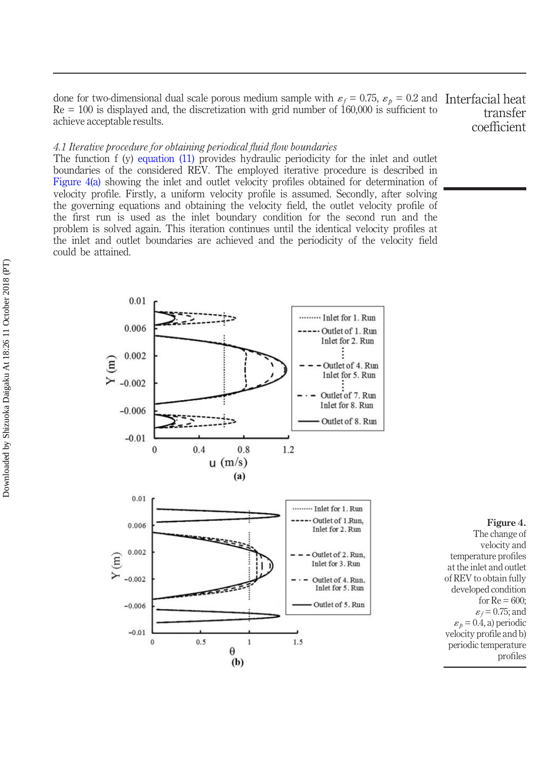done for two-dimensional dual scale porous medium sample with $\varepsilon_f$ = 0.75, $\varepsilon_p$ = 0.2 and Re = 100 is displayed and, the discretization with grid number of 160,000 is sufficient to achieve acceptable results.

*4.1 Iterative procedure for obtaining periodical fluid flow boundaries*

The function f (y) equation (11) provides hydraulic periodicity for the inlet and outlet boundaries of the considered REV. The employed iterative procedure is described in Figure 4(a) showing the inlet and outlet velocity profiles obtained for determination of velocity profile. Firstly, a uniform velocity profile is assumed. Secondly, after solving the governing equations and obtaining the velocity field, the outlet velocity profile of the first run is used as the inlet boundary condition for the second run and the problem is solved again. This iteration continues until the identical velocity profiles at the inlet and outlet boundaries are achieved and the periodicity of the velocity field could be attained.

**Figure 4.** The change of velocity and temperature profiles at the inlet and outlet of REV to obtain fully developed condition for Re = 600; $\varepsilon_f$ = 0.75; and $\varepsilon_p$ = 0.4, a) periodic velocity profile and b) periodic temperature profiles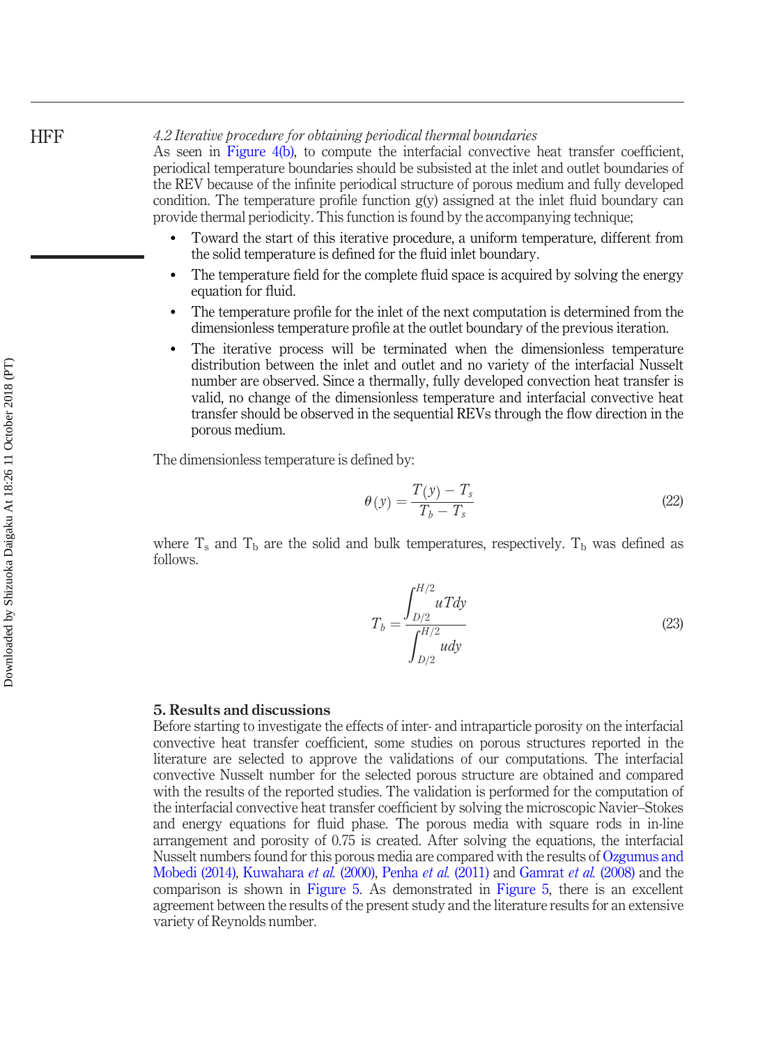### *4.2 Iterative procedure for obtaining periodical thermal boundaries*

As seen in Figure 4(b), to compute the interfacial convective heat transfer coefficient, periodical temperature boundaries should be subsisted at the inlet and outlet boundaries of the REV because of the infinite periodical structure of porous medium and fully developed condition. The temperature profile function g(y) assigned at the inlet fluid boundary can provide thermal periodicity. This function is found by the accompanying technique;

- Toward the start of this iterative procedure, a uniform temperature, different from the solid temperature is defined for the fluid inlet boundary.
- The temperature field for the complete fluid space is acquired by solving the energy equation for fluid.
- The temperature profile for the inlet of the next computation is determined from the dimensionless temperature profile at the outlet boundary of the previous iteration.
- The iterative process will be terminated when the dimensionless temperature distribution between the inlet and outlet and no variety of the interfacial Nusselt number are observed. Since a thermally, fully developed convection heat transfer is valid, no change of the dimensionless temperature and interfacial convective heat transfer should be observed in the sequential REVs through the flow direction in the porous medium.

The dimensionless temperature is defined by:

$$\theta(y) = \frac{T(y) - T_s}{T_b - T_s} \tag{22}$$

where $T_s$ and $T_b$ are the solid and bulk temperatures, respectively. $T_b$ was defined as follows.

$$T_b = \frac{\int_{D/2}^{H/2} uT dy}{\int_{D/2}^{H/2} u dy} \tag{23}$$

## 5. Results and discussions

Before starting to investigate the effects of inter- and intraparticle porosity on the interfacial convective heat transfer coefficient, some studies on porous structures reported in the literature are selected to approve the validations of our computations. The interfacial convective Nusselt number for the selected porous structure are obtained and compared with the results of the reported studies. The validation is performed for the computation of the interfacial convective heat transfer coefficient by solving the microscopic Navier–Stokes and energy equations for fluid phase. The porous media with square rods in in-line arrangement and porosity of 0.75 is created. After solving the equations, the interfacial Nusselt numbers found for this porous media are compared with the results of Ozgumus and Mobedi (2014), Kuwahara *et al.* (2000), Penha *et al.* (2011) and Gamrat *et al.* (2008) and the comparison is shown in Figure 5. As demonstrated in Figure 5, there is an excellent agreement between the results of the present study and the literature results for an extensive variety of Reynolds number.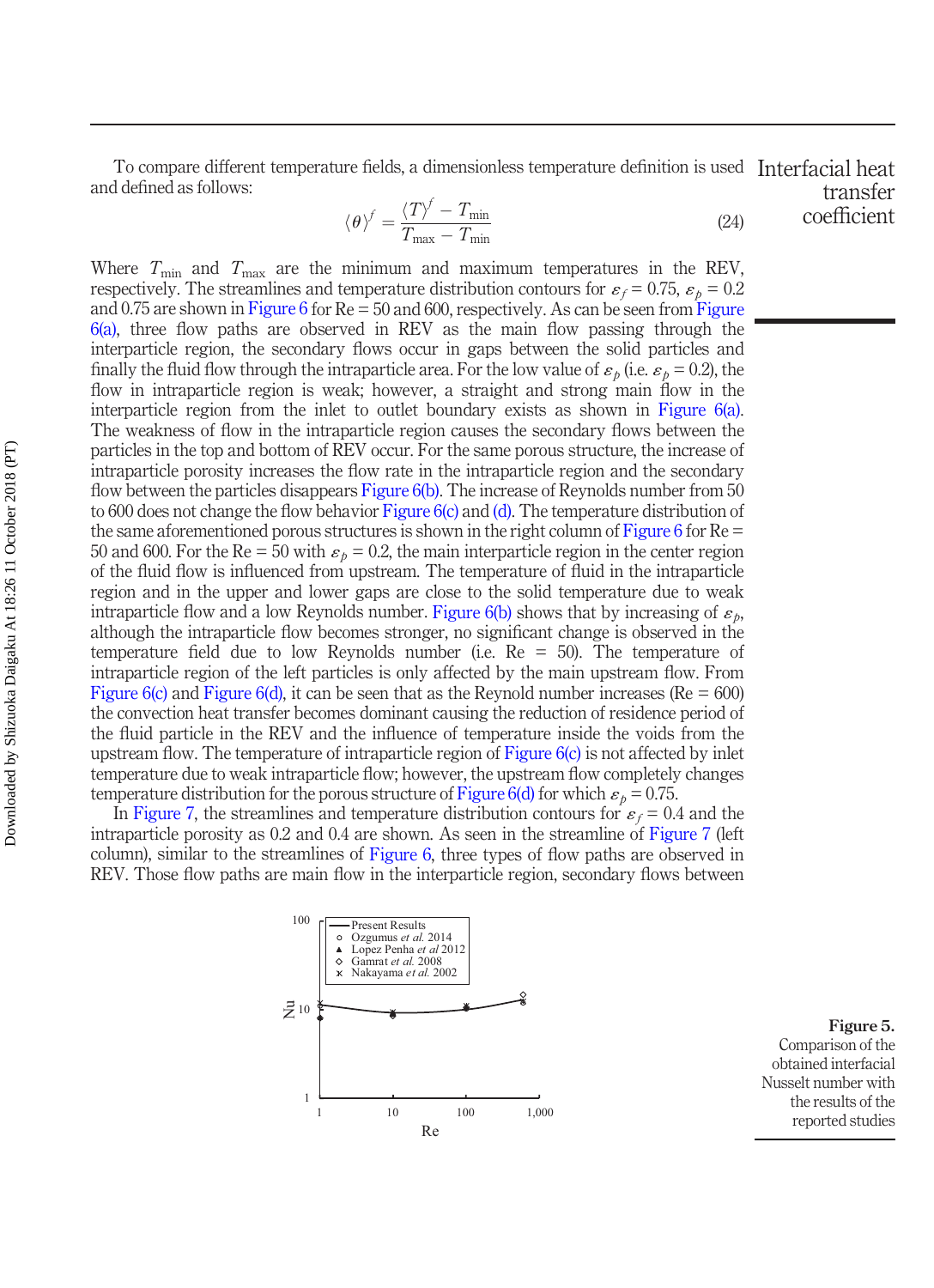To compare different temperature fields, a dimensionless temperature definition is used and defined as follows:

$$\langle \theta \rangle^f = \frac{\langle T \rangle^f - T_{\min}}{T_{\max} - T_{\min}} \tag{24}$$

Where $T_{\min}$ and $T_{\max}$ are the minimum and maximum temperatures in the REV, respectively. The streamlines and temperature distribution contours for $\varepsilon_f = 0.75$, $\varepsilon_p = 0.2$ and 0.75 are shown in Figure 6 for Re = 50 and 600, respectively. As can be seen from Figure 6(a), three flow paths are observed in REV as the main flow passing through the interparticle region, the secondary flows occur in gaps between the solid particles and finally the fluid flow through the intraparticle area. For the low value of $\varepsilon_p$ (i.e. $\varepsilon_p = 0.2$), the flow in intraparticle region is weak; however, a straight and strong main flow in the interparticle region from the inlet to outlet boundary exists as shown in Figure 6(a). The weakness of flow in the intraparticle region causes the secondary flows between the particles in the top and bottom of REV occur. For the same porous structure, the increase of intraparticle porosity increases the flow rate in the intraparticle region and the secondary flow between the particles disappears Figure 6(b). The increase of Reynolds number from 50 to 600 does not change the flow behavior Figure 6(c) and (d). The temperature distribution of the same aforementioned porous structures is shown in the right column of Figure 6 for Re = 50 and 600. For the Re = 50 with $\varepsilon_p = 0.2$, the main interparticle region in the center region of the fluid flow is influenced from upstream. The temperature of fluid in the intraparticle region and in the upper and lower gaps are close to the solid temperature due to weak intraparticle flow and a low Reynolds number. Figure 6(b) shows that by increasing of $\varepsilon_p$, although the intraparticle flow becomes stronger, no significant change is observed in the temperature field due to low Reynolds number (i.e. Re = 50). The temperature of intraparticle region of the left particles is only affected by the main upstream flow. From Figure 6(c) and Figure 6(d), it can be seen that as the Reynold number increases (Re = 600) the convection heat transfer becomes dominant causing the reduction of residence period of the fluid particle in the REV and the influence of temperature inside the voids from the upstream flow. The temperature of intraparticle region of Figure 6(c) is not affected by inlet temperature due to weak intraparticle flow; however, the upstream flow completely changes temperature distribution for the porous structure of Figure 6(d) for which $\varepsilon_p = 0.75$.

In Figure 7, the streamlines and temperature distribution contours for $\varepsilon_f = 0.4$ and the intraparticle porosity as 0.2 and 0.4 are shown. As seen in the streamline of Figure 7 (left column), similar to the streamlines of Figure 6, three types of flow paths are observed in REV. Those flow paths are main flow in the interparticle region, secondary flows between

**Figure 5.** Comparison of the obtained interfacial Nusselt number with the results of the reported studies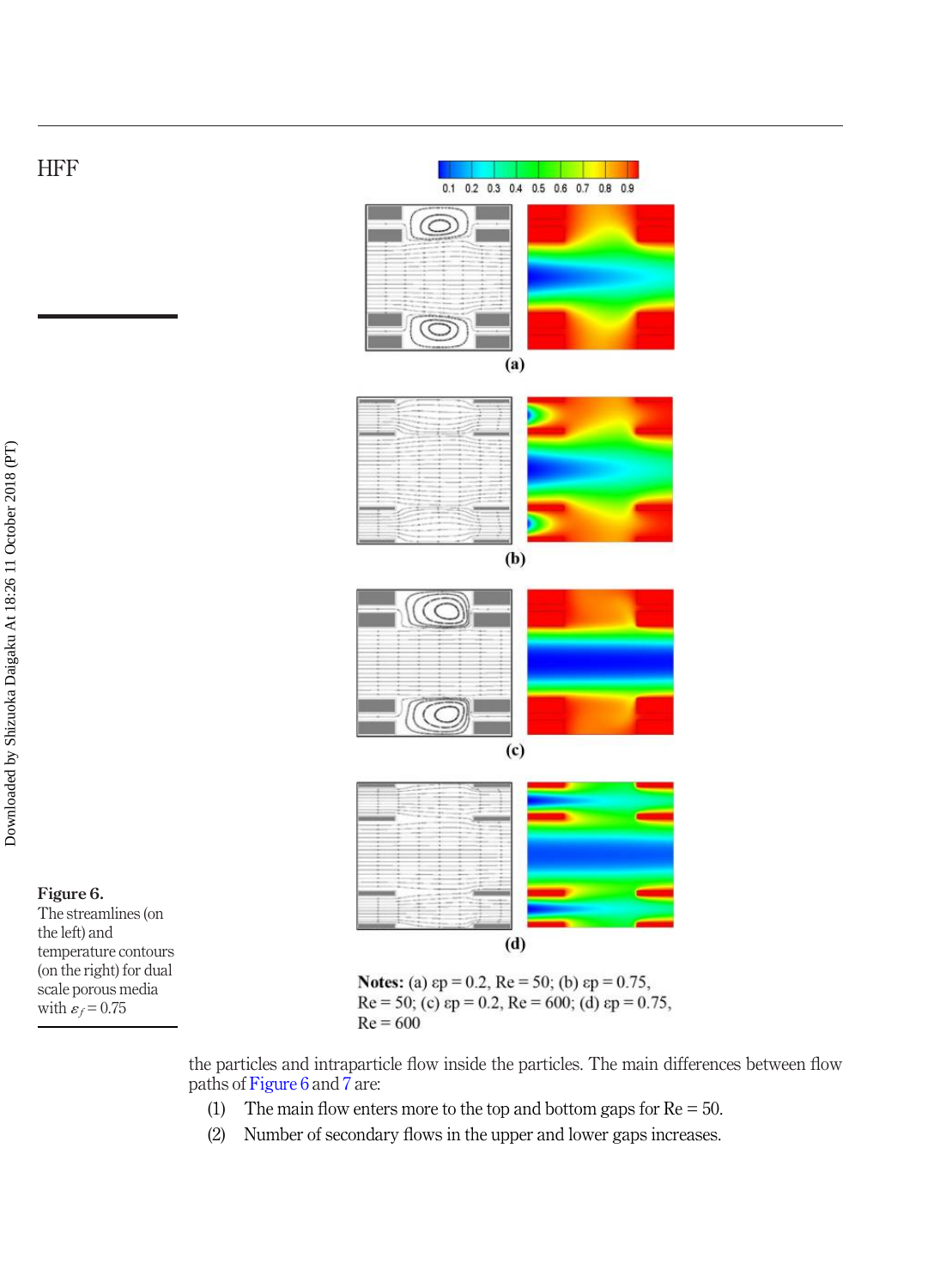**Figure 6.**
The streamlines (on the left) and temperature contours (on the right) for dual scale porous media with $\varepsilon_f = 0.75$

**Notes:** (a) $\varepsilon p = 0.2$, Re = 50; (b) $\varepsilon p = 0.75$, Re = 50; (c) $\varepsilon p = 0.2$, Re = 600; (d) $\varepsilon p = 0.75$, Re = 600

the particles and intraparticle flow inside the particles. The main differences between flow paths of Figure 6 and 7 are:

1. The main flow enters more to the top and bottom gaps for Re = 50.
2. Number of secondary flows in the upper and lower gaps increases.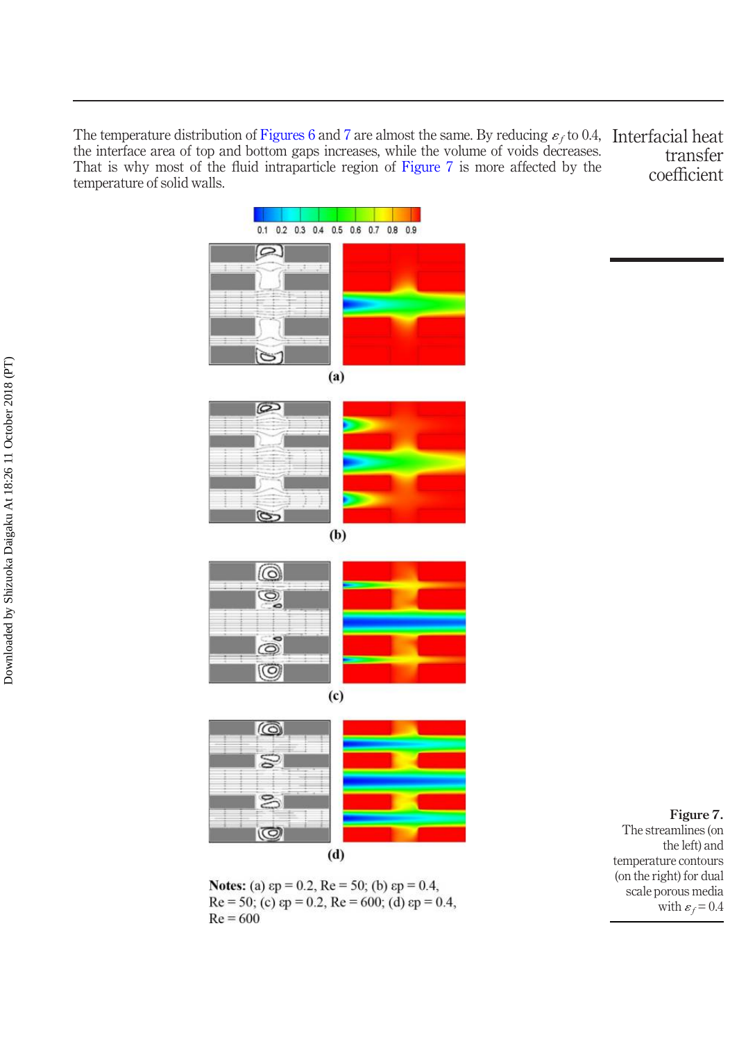The temperature distribution of Figures 6 and 7 are almost the same. By reducing $\varepsilon_f$ to 0.4, the interface area of top and bottom gaps increases, while the volume of voids decreases. That is why most of the fluid intraparticle region of Figure 7 is more affected by the temperature of solid walls.

**Notes:** (a) εp = 0.2, Re = 50; (b) εp = 0.4, Re = 50; (c) εp = 0.2, Re = 600; (d) εp = 0.4, Re = 600

**Figure 7.** The streamlines (on the left) and temperature contours (on the right) for dual scale porous media with $\varepsilon_f = 0.4$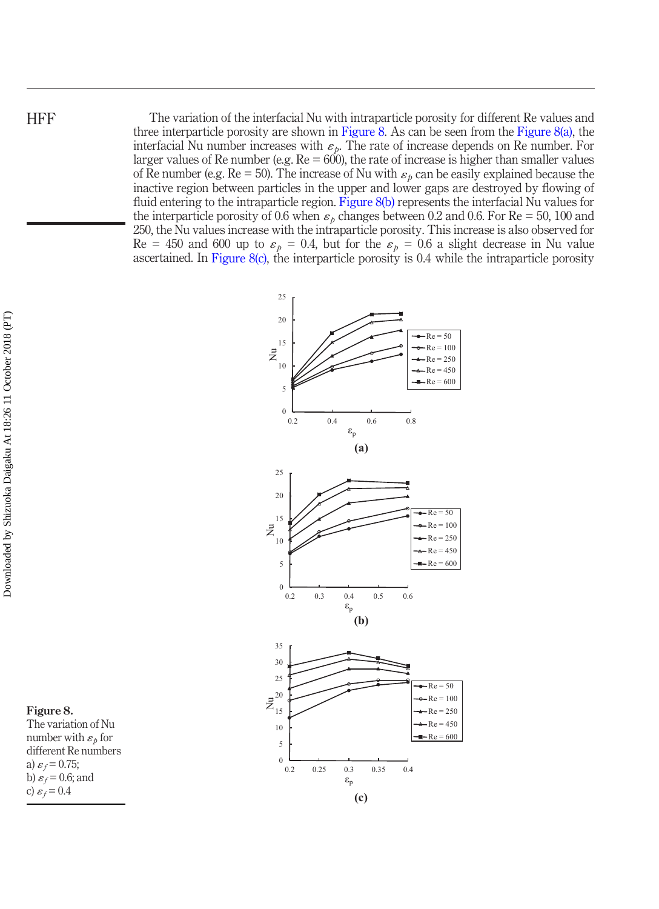The variation of the interfacial Nu with intraparticle porosity for different Re values and three interparticle porosity are shown in Figure 8. As can be seen from the Figure 8(a), the interfacial Nu number increases with $\varepsilon_p$. The rate of increase depends on Re number. For larger values of Re number (e.g. Re = 600), the rate of increase is higher than smaller values of Re number (e.g. Re = 50). The increase of Nu with $\varepsilon_p$ can be easily explained because the inactive region between particles in the upper and lower gaps are destroyed by flowing of fluid entering to the intraparticle region. Figure 8(b) represents the interfacial Nu values for the interparticle porosity of 0.6 when $\varepsilon_p$ changes between 0.2 and 0.6. For Re = 50, 100 and 250, the Nu values increase with the intraparticle porosity. This increase is also observed for Re = 450 and 600 up to $\varepsilon_p$ = 0.4, but for the $\varepsilon_p$ = 0.6 a slight decrease in Nu value ascertained. In Figure 8(c), the interparticle porosity is 0.4 while the intraparticle porosity

**Figure 8.** The variation of Nu number with $\varepsilon_p$ for different Re numbers a) $\varepsilon_f = 0.75$; b) $\varepsilon_f = 0.6$; and c) $\varepsilon_f = 0.4$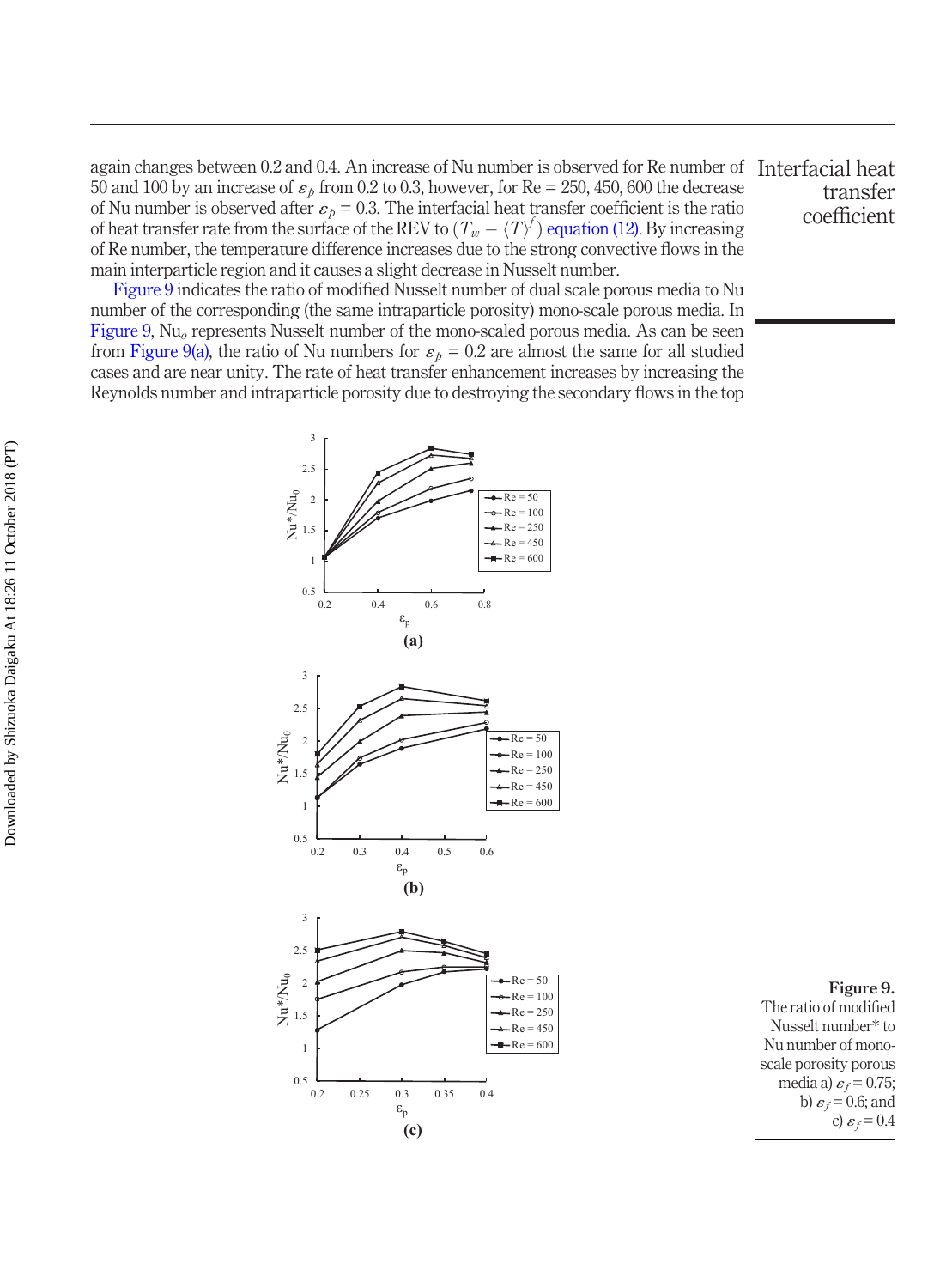again changes between 0.2 and 0.4. An increase of Nu number is observed for Re number of 50 and 100 by an increase of $\varepsilon_p$ from 0.2 to 0.3, however, for Re = 250, 450, 600 the decrease of Nu number is observed after $\varepsilon_p$ = 0.3. The interfacial heat transfer coefficient is the ratio of heat transfer rate from the surface of the REV to $(T_w - \langle T \rangle^f)$ equation (12). By increasing of Re number, the temperature difference increases due to the strong convective flows in the main interparticle region and it causes a slight decrease in Nusselt number.

Figure 9 indicates the ratio of modified Nusselt number of dual scale porous media to Nu number of the corresponding (the same intraparticle porosity) mono-scale porous media. In Figure 9, $Nu_o$ represents Nusselt number of the mono-scaled porous media. As can be seen from Figure 9(a), the ratio of Nu numbers for $\varepsilon_p$ = 0.2 are almost the same for all studied cases and are near unity. The rate of heat transfer enhancement increases by increasing the Reynolds number and intraparticle porosity due to destroying the secondary flows in the top

**Figure 9.** The ratio of modified Nusselt number* to Nu number of mono-scale porosity porous media a) $\varepsilon_f$ = 0.75; b) $\varepsilon_f$ = 0.6; and c) $\varepsilon_f$ = 0.4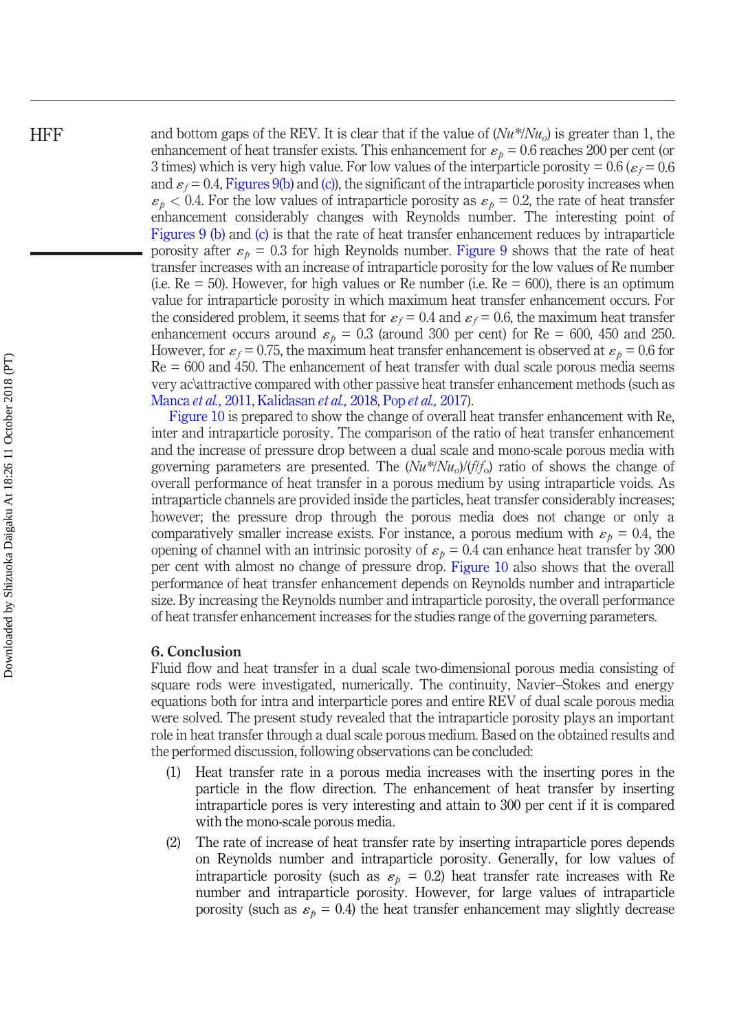and bottom gaps of the REV. It is clear that if the value of ($Nu^*/Nu_o$) is greater than 1, the enhancement of heat transfer exists. This enhancement for $\varepsilon_p = 0.6$ reaches 200 per cent (or 3 times) which is very high value. For low values of the interparticle porosity = 0.6 ($\varepsilon_f = 0.6$ and $\varepsilon_f = 0.4$, Figures 9(b) and (c)), the significant of the intraparticle porosity increases when $\varepsilon_p < 0.4$. For the low values of intraparticle porosity as $\varepsilon_p = 0.2$, the rate of heat transfer enhancement considerably changes with Reynolds number. The interesting point of Figures 9 (b) and (c) is that the rate of heat transfer enhancement reduces by intraparticle porosity after $\varepsilon_p = 0.3$ for high Reynolds number. Figure 9 shows that the rate of heat transfer increases with an increase of intraparticle porosity for the low values of Re number (i.e. Re = 50). However, for high values or Re number (i.e. Re = 600), there is an optimum value for intraparticle porosity in which maximum heat transfer enhancement occurs. For the considered problem, it seems that for $\varepsilon_f = 0.4$ and $\varepsilon_f = 0.6$, the maximum heat transfer enhancement occurs around $\varepsilon_p = 0.3$ (around 300 per cent) for Re = 600, 450 and 250. However, for $\varepsilon_f = 0.75$, the maximum heat transfer enhancement is observed at $\varepsilon_p = 0.6$ for Re = 600 and 450. The enhancement of heat transfer with dual scale porous media seems very ac\attractive compared with other passive heat transfer enhancement methods (such as Manca *et al.*, 2011, Kalidasan *et al.*, 2018, Pop *et al.*, 2017).

Figure 10 is prepared to show the change of overall heat transfer enhancement with Re, inter and intraparticle porosity. The comparison of the ratio of heat transfer enhancement and the increase of pressure drop between a dual scale and mono-scale porous media with governing parameters are presented. The ($Nu^*/Nu_o$)/($f/f_o$) ratio of shows the change of overall performance of heat transfer in a porous medium by using intraparticle voids. As intraparticle channels are provided inside the particles, heat transfer considerably increases; however; the pressure drop through the porous media does not change or only a comparatively smaller increase exists. For instance, a porous medium with $\varepsilon_p = 0.4$, the opening of channel with an intrinsic porosity of $\varepsilon_p = 0.4$ can enhance heat transfer by 300 per cent with almost no change of pressure drop. Figure 10 also shows that the overall performance of heat transfer enhancement depends on Reynolds number and intraparticle size. By increasing the Reynolds number and intraparticle porosity, the overall performance of heat transfer enhancement increases for the studies range of the governing parameters.

## 6. Conclusion

Fluid flow and heat transfer in a dual scale two-dimensional porous media consisting of square rods were investigated, numerically. The continuity, Navier–Stokes and energy equations both for intra and interparticle pores and entire REV of dual scale porous media were solved. The present study revealed that the intraparticle porosity plays an important role in heat transfer through a dual scale porous medium. Based on the obtained results and the performed discussion, following observations can be concluded:

(1) Heat transfer rate in a porous media increases with the inserting pores in the particle in the flow direction. The enhancement of heat transfer by inserting intraparticle pores is very interesting and attain to 300 per cent if it is compared with the mono-scale porous media.

(2) The rate of increase of heat transfer rate by inserting intraparticle pores depends on Reynolds number and intraparticle porosity. Generally, for low values of intraparticle porosity (such as $\varepsilon_p = 0.2$) heat transfer rate increases with Re number and intraparticle porosity. However, for large values of intraparticle porosity (such as $\varepsilon_p = 0.4$) the heat transfer enhancement may slightly decrease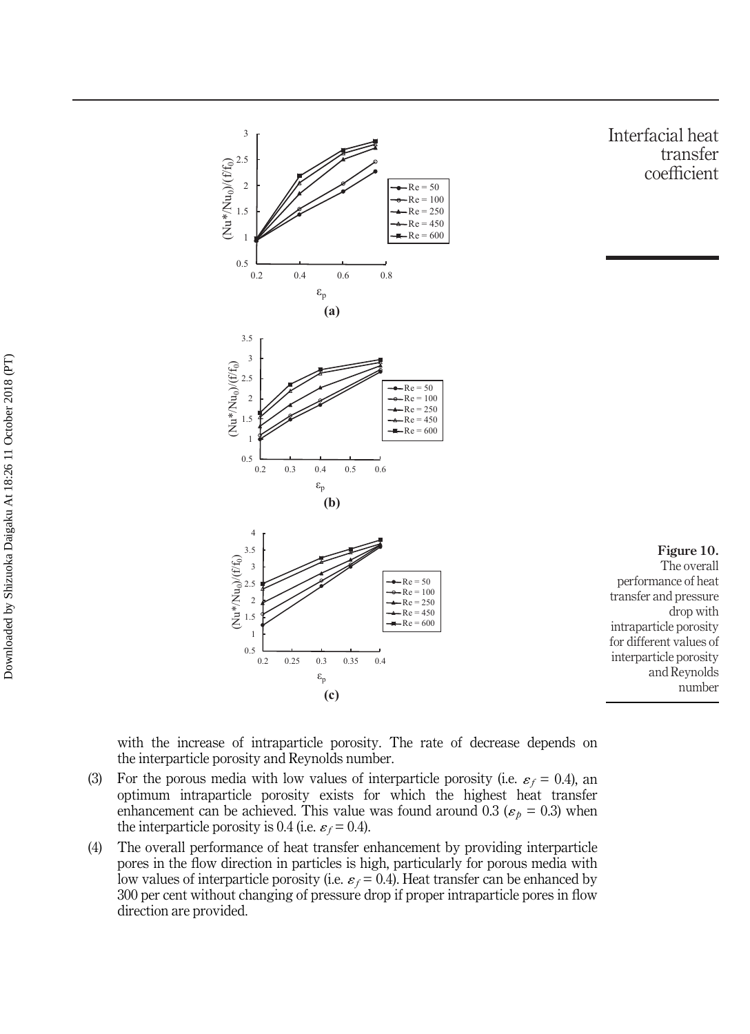Figure 10. The overall performance of heat transfer and pressure drop with intraparticle porosity for different values of interparticle porosity and Reynolds number

with the increase of intraparticle porosity. The rate of decrease depends on the interparticle porosity and Reynolds number.

(3) For the porous media with low values of interparticle porosity (i.e. $\varepsilon_f = 0.4$), an optimum intraparticle porosity exists for which the highest heat transfer enhancement can be achieved. This value was found around 0.3 ($\varepsilon_p = 0.3$) when the interparticle porosity is 0.4 (i.e. $\varepsilon_f = 0.4$).

(4) The overall performance of heat transfer enhancement by providing interparticle pores in the flow direction in particles is high, particularly for porous media with low values of interparticle porosity (i.e. $\varepsilon_f = 0.4$). Heat transfer can be enhanced by 300 per cent without changing of pressure drop if proper intraparticle pores in flow direction are provided.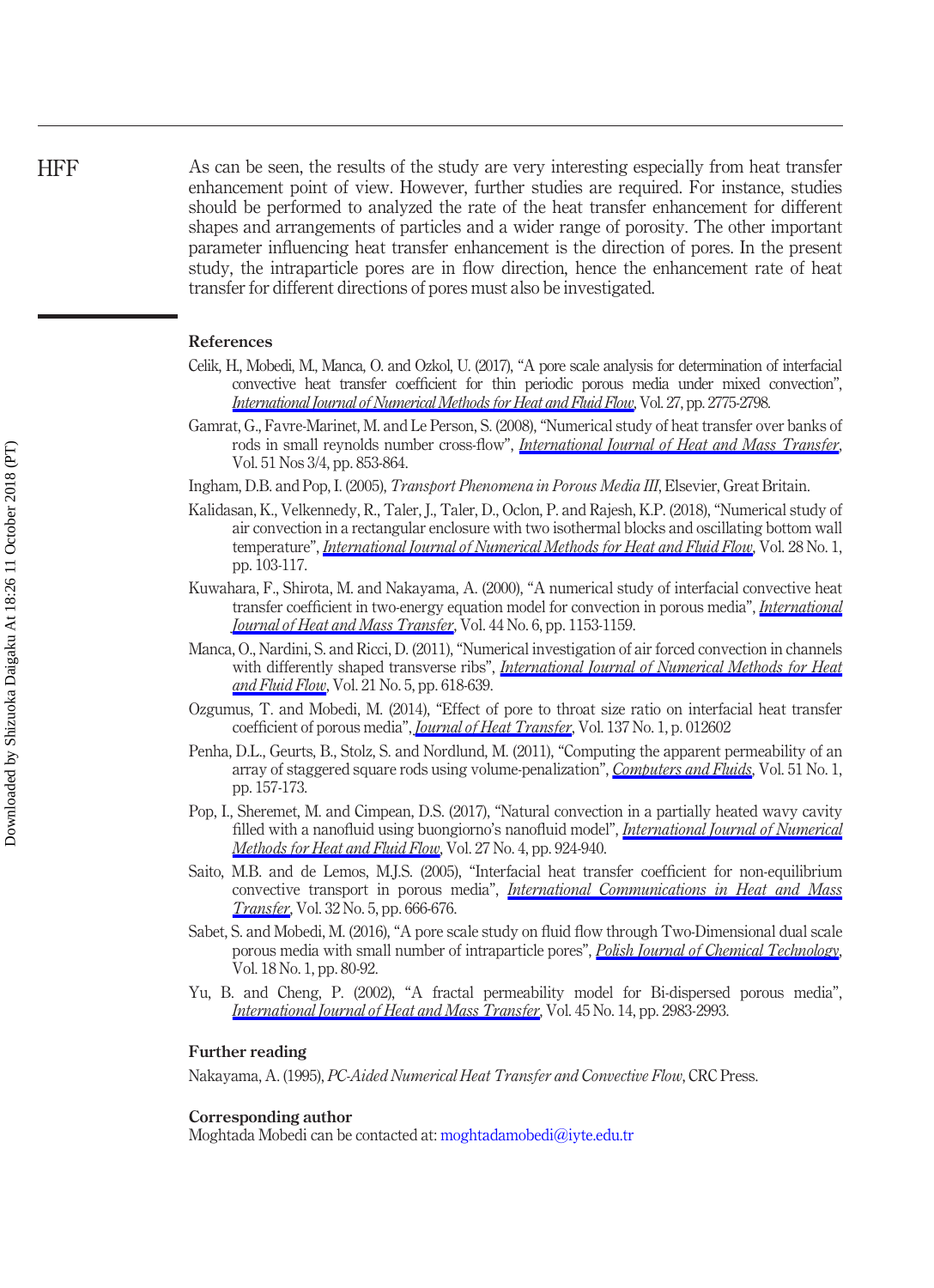As can be seen, the results of the study are very interesting especially from heat transfer enhancement point of view. However, further studies are required. For instance, studies should be performed to analyzed the rate of the heat transfer enhancement for different shapes and arrangements of particles and a wider range of porosity. The other important parameter influencing heat transfer enhancement is the direction of pores. In the present study, the intraparticle pores are in flow direction, hence the enhancement rate of heat transfer for different directions of pores must also be investigated.

## References

Celik, H., Mobedi, M., Manca, O. and Ozkol, U. (2017), "A pore scale analysis for determination of interfacial convective heat transfer coefficient for thin periodic porous media under mixed convection", *International Journal of Numerical Methods for Heat and Fluid Flow*, Vol. 27, pp. 2775-2798.

Gamrat, G., Favre-Marinet, M. and Le Person, S. (2008), "Numerical study of heat transfer over banks of rods in small reynolds number cross-flow", *International Journal of Heat and Mass Transfer*, Vol. 51 Nos 3/4, pp. 853-864.

Ingham, D.B. and Pop, I. (2005), *Transport Phenomena in Porous Media III*, Elsevier, Great Britain.

Kalidasan, K., Velkennedy, R., Taler, J., Taler, D., Oclon, P. and Rajesh, K.P. (2018), "Numerical study of air convection in a rectangular enclosure with two isothermal blocks and oscillating bottom wall temperature", *International Journal of Numerical Methods for Heat and Fluid Flow*, Vol. 28 No. 1, pp. 103-117.

Kuwahara, F., Shirota, M. and Nakayama, A. (2000), "A numerical study of interfacial convective heat transfer coefficient in two-energy equation model for convection in porous media", *International Journal of Heat and Mass Transfer*, Vol. 44 No. 6, pp. 1153-1159.

Manca, O., Nardini, S. and Ricci, D. (2011), "Numerical investigation of air forced convection in channels with differently shaped transverse ribs", *International Journal of Numerical Methods for Heat and Fluid Flow*, Vol. 21 No. 5, pp. 618-639.

Ozgumus, T. and Mobedi, M. (2014), "Effect of pore to throat size ratio on interfacial heat transfer coefficient of porous media", *Journal of Heat Transfer*, Vol. 137 No. 1, p. 012602

Penha, D.L., Geurts, B., Stolz, S. and Nordlund, M. (2011), "Computing the apparent permeability of an array of staggered square rods using volume-penalization", *Computers and Fluids*, Vol. 51 No. 1, pp. 157-173.

Pop, I., Sheremet, M. and Cimpean, D.S. (2017), "Natural convection in a partially heated wavy cavity filled with a nanofluid using buongiorno's nanofluid model", *International Journal of Numerical Methods for Heat and Fluid Flow*, Vol. 27 No. 4, pp. 924-940.

Saito, M.B. and de Lemos, M.J.S. (2005), "Interfacial heat transfer coefficient for non-equilibrium convective transport in porous media", *International Communications in Heat and Mass Transfer*, Vol. 32 No. 5, pp. 666-676.

Sabet, S. and Mobedi, M. (2016), "A pore scale study on fluid flow through Two-Dimensional dual scale porous media with small number of intraparticle pores", *Polish Journal of Chemical Technology*, Vol. 18 No. 1, pp. 80-92.

Yu, B. and Cheng, P. (2002), "A fractal permeability model for Bi-dispersed porous media", *International Journal of Heat and Mass Transfer*, Vol. 45 No. 14, pp. 2983-2993.

## Further reading

Nakayama, A. (1995), *PC-Aided Numerical Heat Transfer and Convective Flow*, CRC Press.

## Corresponding author

Moghtada Mobedi can be contacted at: moghtadamobedi@iyte.edu.tr